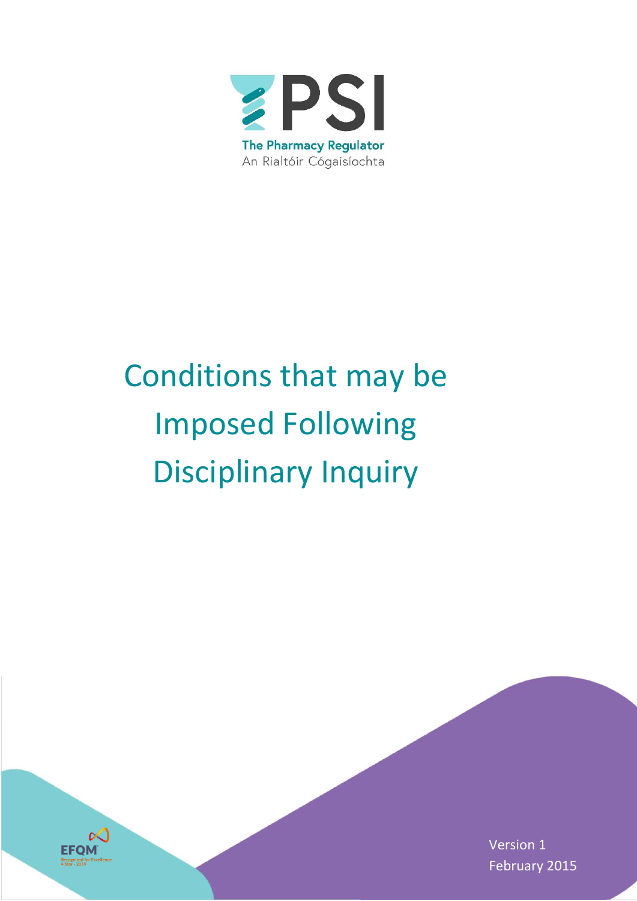PSI

The Pharmacy Regulator

An Rialtóir Cógaisíochta

# Conditions that may be Imposed Following Disciplinary Inquiry

Version 1

February 2015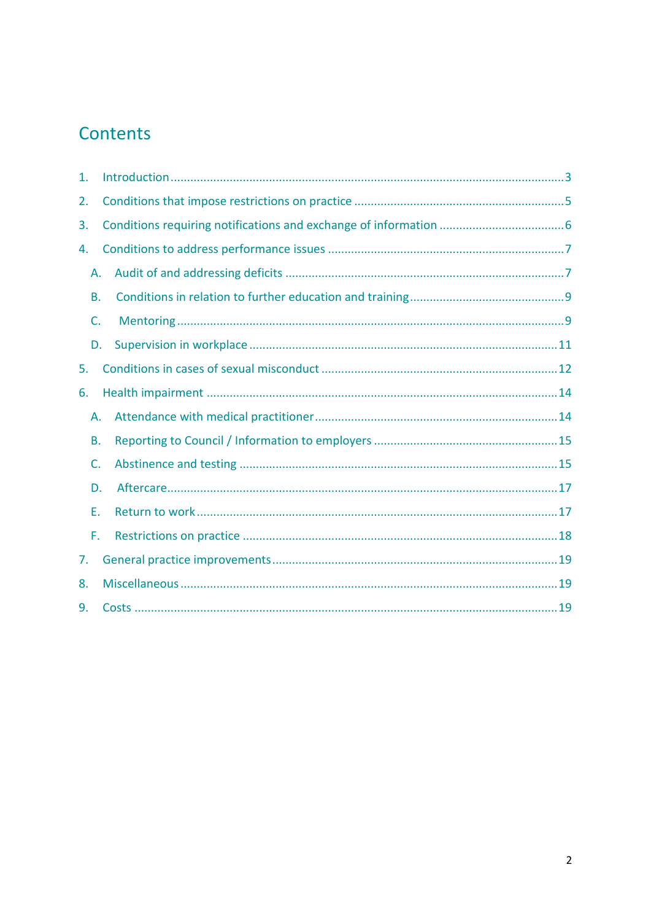# Contents

1. Introduction ........................................................................................................ 3
2. Conditions that impose restrictions on practice ................................................ 5
3. Conditions requiring notifications and exchange of information ........................ 6
4. Conditions to address performance issues ........................................................ 7
   - A. Audit of and addressing deficits ................................................................. 7
   - B. Conditions in relation to further education and training ............................. 9
   - C. Mentoring ................................................................................................. 9
   - D. Supervision in workplace .......................................................................... 11
5. Conditions in cases of sexual misconduct ........................................................ 12
6. Health impairment ............................................................................................ 14
   - A. Attendance with medical practitioner ........................................................ 14
   - B. Reporting to Council / Information to employers ....................................... 15
   - C. Abstinence and testing ............................................................................. 15
   - D. Aftercare .................................................................................................. 17
   - E. Return to work .......................................................................................... 17
   - F. Restrictions on practice ............................................................................ 18
7. General practice improvements ....................................................................... 19
8. Miscellaneous .................................................................................................. 19
9. Costs ............................................................................................................... 19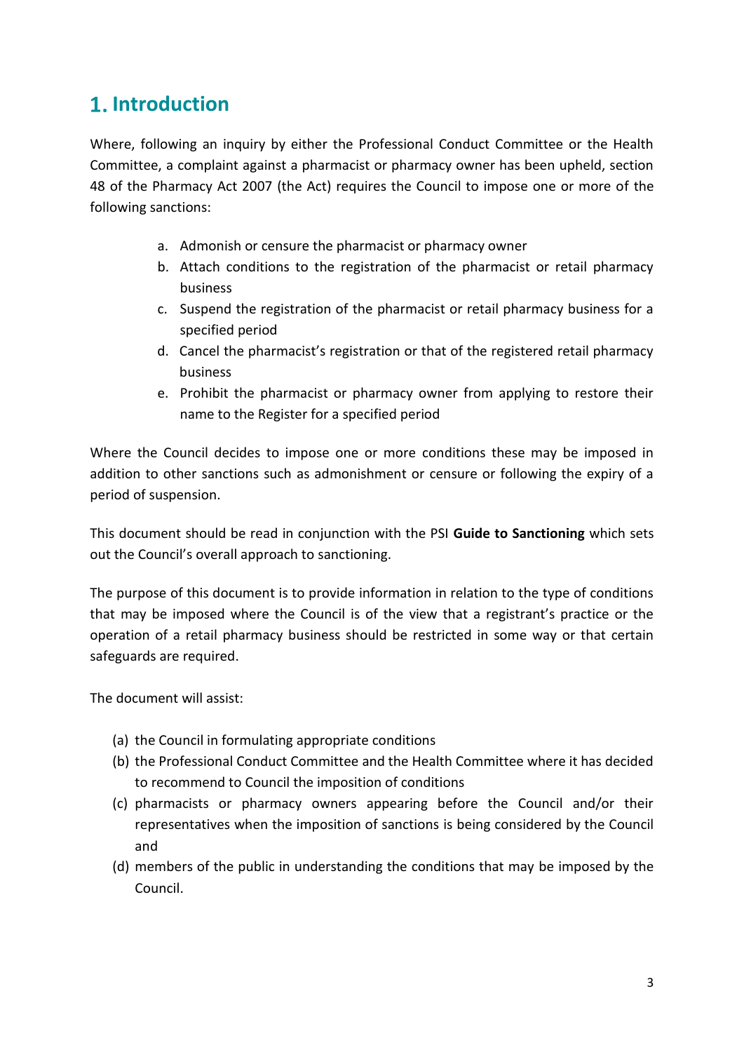# 1. Introduction

Where, following an inquiry by either the Professional Conduct Committee or the Health Committee, a complaint against a pharmacist or pharmacy owner has been upheld, section 48 of the Pharmacy Act 2007 (the Act) requires the Council to impose one or more of the following sanctions:

a. Admonish or censure the pharmacist or pharmacy owner
b. Attach conditions to the registration of the pharmacist or retail pharmacy business
c. Suspend the registration of the pharmacist or retail pharmacy business for a specified period
d. Cancel the pharmacist's registration or that of the registered retail pharmacy business
e. Prohibit the pharmacist or pharmacy owner from applying to restore their name to the Register for a specified period

Where the Council decides to impose one or more conditions these may be imposed in addition to other sanctions such as admonishment or censure or following the expiry of a period of suspension.

This document should be read in conjunction with the PSI **Guide to Sanctioning** which sets out the Council's overall approach to sanctioning.

The purpose of this document is to provide information in relation to the type of conditions that may be imposed where the Council is of the view that a registrant's practice or the operation of a retail pharmacy business should be restricted in some way or that certain safeguards are required.

The document will assist:

(a) the Council in formulating appropriate conditions
(b) the Professional Conduct Committee and the Health Committee where it has decided to recommend to Council the imposition of conditions
(c) pharmacists or pharmacy owners appearing before the Council and/or their representatives when the imposition of sanctions is being considered by the Council and
(d) members of the public in understanding the conditions that may be imposed by the Council.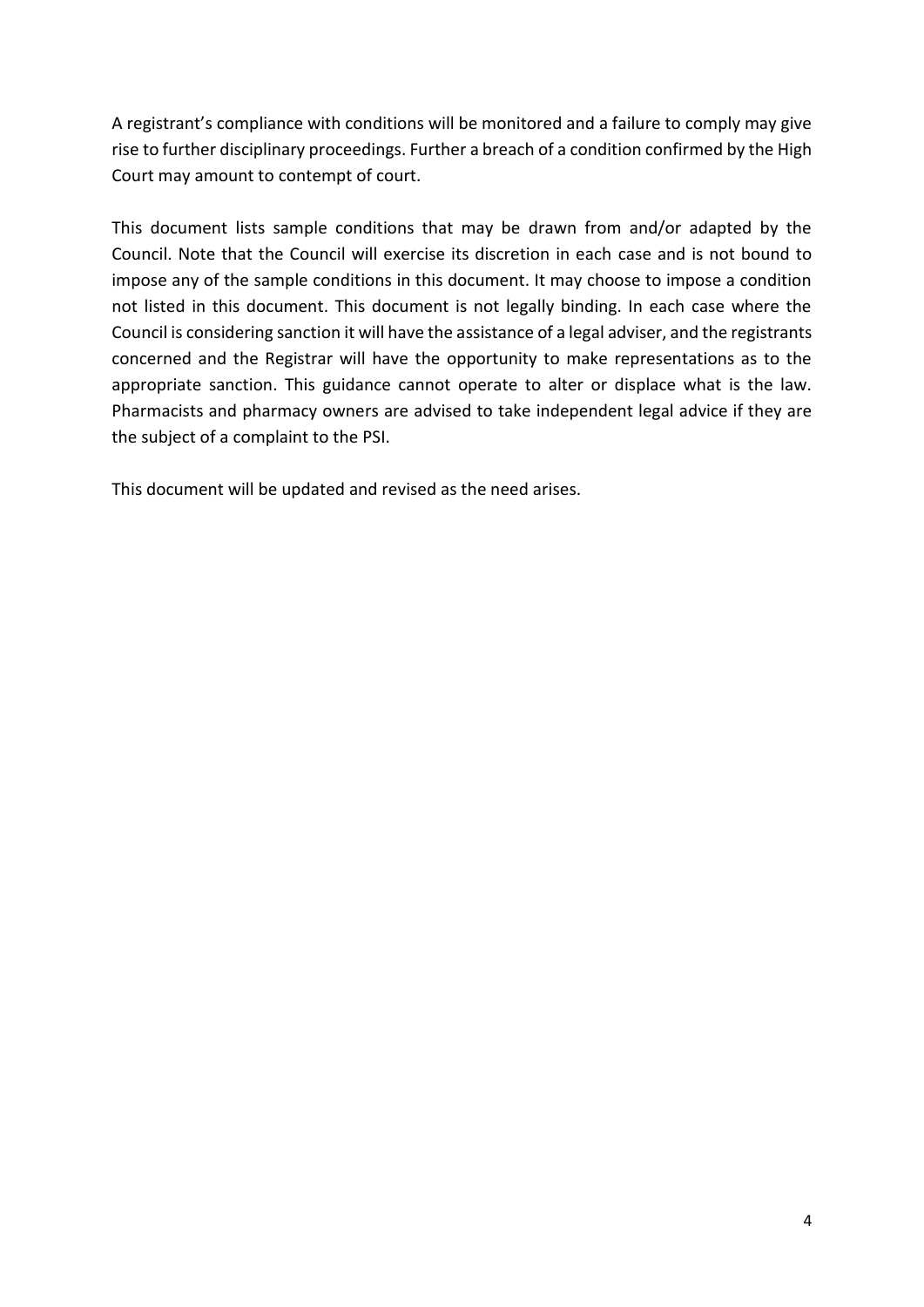A registrant's compliance with conditions will be monitored and a failure to comply may give rise to further disciplinary proceedings. Further a breach of a condition confirmed by the High Court may amount to contempt of court.

This document lists sample conditions that may be drawn from and/or adapted by the Council. Note that the Council will exercise its discretion in each case and is not bound to impose any of the sample conditions in this document. It may choose to impose a condition not listed in this document. This document is not legally binding. In each case where the Council is considering sanction it will have the assistance of a legal adviser, and the registrants concerned and the Registrar will have the opportunity to make representations as to the appropriate sanction. This guidance cannot operate to alter or displace what is the law. Pharmacists and pharmacy owners are advised to take independent legal advice if they are the subject of a complaint to the PSI.

This document will be updated and revised as the need arises.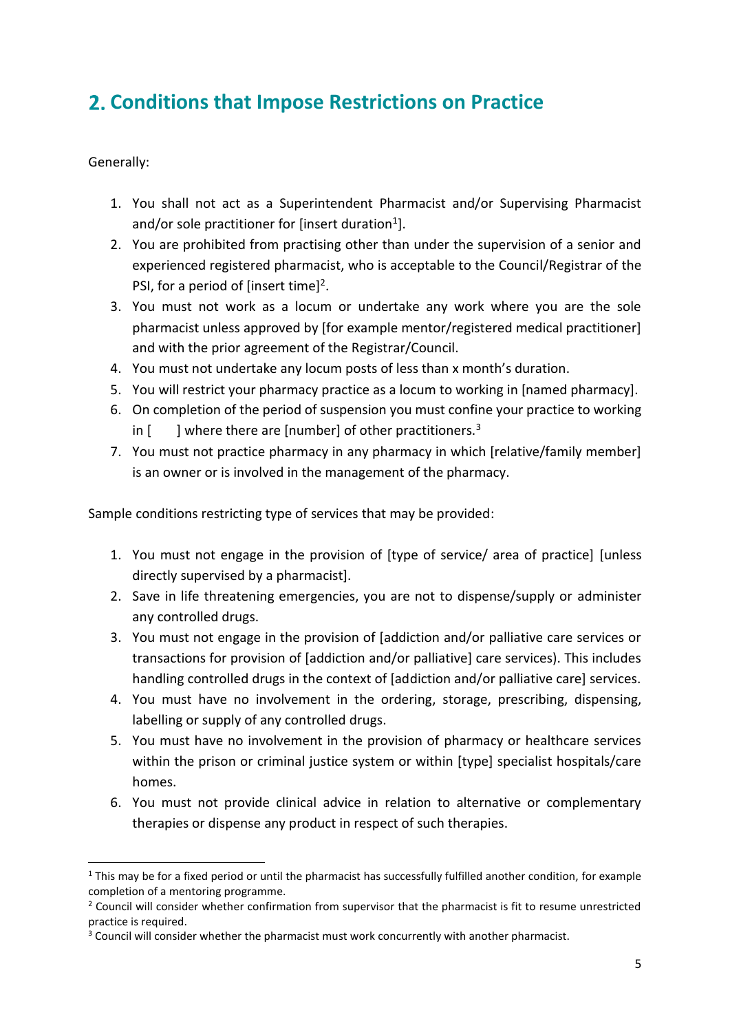## 2. Conditions that Impose Restrictions on Practice

Generally:

1. You shall not act as a Superintendent Pharmacist and/or Supervising Pharmacist and/or sole practitioner for [insert duration[1]].
2. You are prohibited from practising other than under the supervision of a senior and experienced registered pharmacist, who is acceptable to the Council/Registrar of the PSI, for a period of [insert time][2].
3. You must not work as a locum or undertake any work where you are the sole pharmacist unless approved by [for example mentor/registered medical practitioner] and with the prior agreement of the Registrar/Council.
4. You must not undertake any locum posts of less than x month's duration.
5. You will restrict your pharmacy practice as a locum to working in [named pharmacy].
6. On completion of the period of suspension you must confine your practice to working in [ ] where there are [number] of other practitioners.[3]
7. You must not practice pharmacy in any pharmacy in which [relative/family member] is an owner or is involved in the management of the pharmacy.

Sample conditions restricting type of services that may be provided:

1. You must not engage in the provision of [type of service/ area of practice] [unless directly supervised by a pharmacist].
2. Save in life threatening emergencies, you are not to dispense/supply or administer any controlled drugs.
3. You must not engage in the provision of [addiction and/or palliative care services or transactions for provision of [addiction and/or palliative] care services). This includes handling controlled drugs in the context of [addiction and/or palliative care] services.
4. You must have no involvement in the ordering, storage, prescribing, dispensing, labelling or supply of any controlled drugs.
5. You must have no involvement in the provision of pharmacy or healthcare services within the prison or criminal justice system or within [type] specialist hospitals/care homes.
6. You must not provide clinical advice in relation to alternative or complementary therapies or dispense any product in respect of such therapies.

[1] This may be for a fixed period or until the pharmacist has successfully fulfilled another condition, for example completion of a mentoring programme.

[2] Council will consider whether confirmation from supervisor that the pharmacist is fit to resume unrestricted practice is required.

[3] Council will consider whether the pharmacist must work concurrently with another pharmacist.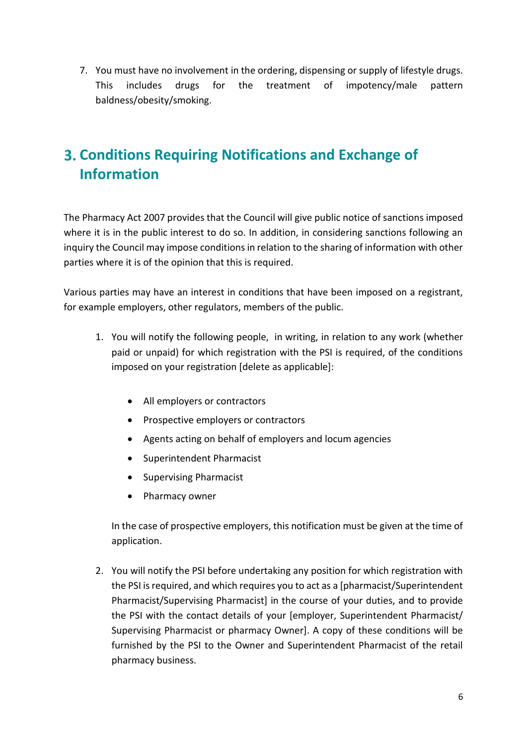7. You must have no involvement in the ordering, dispensing or supply of lifestyle drugs. This includes drugs for the treatment of impotency/male pattern baldness/obesity/smoking.

## 3. Conditions Requiring Notifications and Exchange of Information

The Pharmacy Act 2007 provides that the Council will give public notice of sanctions imposed where it is in the public interest to do so. In addition, in considering sanctions following an inquiry the Council may impose conditions in relation to the sharing of information with other parties where it is of the opinion that this is required.

Various parties may have an interest in conditions that have been imposed on a registrant, for example employers, other regulators, members of the public.

1. You will notify the following people, in writing, in relation to any work (whether paid or unpaid) for which registration with the PSI is required, of the conditions imposed on your registration [delete as applicable]:

   - All employers or contractors
   - Prospective employers or contractors
   - Agents acting on behalf of employers and locum agencies
   - Superintendent Pharmacist
   - Supervising Pharmacist
   - Pharmacy owner

   In the case of prospective employers, this notification must be given at the time of application.

2. You will notify the PSI before undertaking any position for which registration with the PSI is required, and which requires you to act as a [pharmacist/Superintendent Pharmacist/Supervising Pharmacist] in the course of your duties, and to provide the PSI with the contact details of your [employer, Superintendent Pharmacist/ Supervising Pharmacist or pharmacy Owner]. A copy of these conditions will be furnished by the PSI to the Owner and Superintendent Pharmacist of the retail pharmacy business.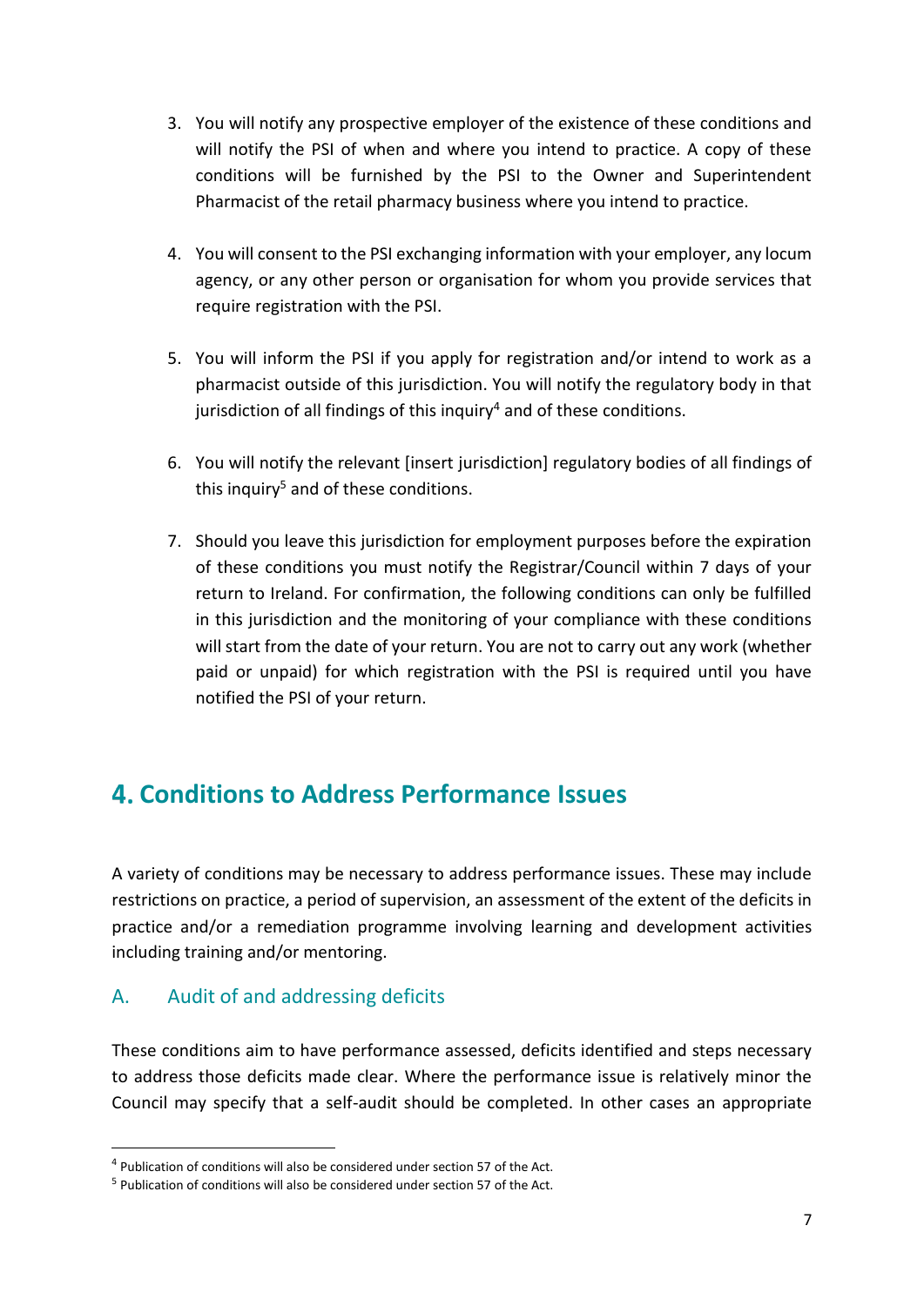3. You will notify any prospective employer of the existence of these conditions and will notify the PSI of when and where you intend to practice. A copy of these conditions will be furnished by the PSI to the Owner and Superintendent Pharmacist of the retail pharmacy business where you intend to practice.

4. You will consent to the PSI exchanging information with your employer, any locum agency, or any other person or organisation for whom you provide services that require registration with the PSI.

5. You will inform the PSI if you apply for registration and/or intend to work as a pharmacist outside of this jurisdiction. You will notify the regulatory body in that jurisdiction of all findings of this inquiry[4] and of these conditions.

6. You will notify the relevant [insert jurisdiction] regulatory bodies of all findings of this inquiry[5] and of these conditions.

7. Should you leave this jurisdiction for employment purposes before the expiration of these conditions you must notify the Registrar/Council within 7 days of your return to Ireland. For confirmation, the following conditions can only be fulfilled in this jurisdiction and the monitoring of your compliance with these conditions will start from the date of your return. You are not to carry out any work (whether paid or unpaid) for which registration with the PSI is required until you have notified the PSI of your return.

# 4. Conditions to Address Performance Issues

A variety of conditions may be necessary to address performance issues. These may include restrictions on practice, a period of supervision, an assessment of the extent of the deficits in practice and/or a remediation programme involving learning and development activities including training and/or mentoring.

## A. Audit of and addressing deficits

These conditions aim to have performance assessed, deficits identified and steps necessary to address those deficits made clear. Where the performance issue is relatively minor the Council may specify that a self-audit should be completed. In other cases an appropriate

[4] Publication of conditions will also be considered under section 57 of the Act.

[5] Publication of conditions will also be considered under section 57 of the Act.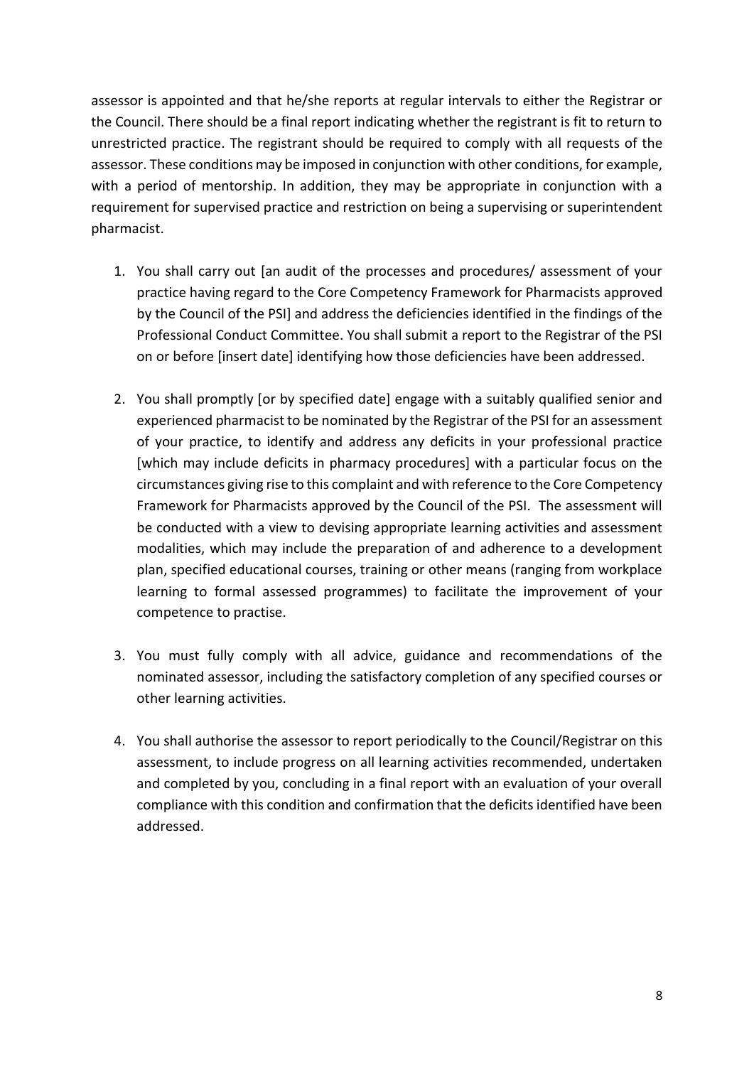assessor is appointed and that he/she reports at regular intervals to either the Registrar or the Council. There should be a final report indicating whether the registrant is fit to return to unrestricted practice. The registrant should be required to comply with all requests of the assessor. These conditions may be imposed in conjunction with other conditions, for example, with a period of mentorship. In addition, they may be appropriate in conjunction with a requirement for supervised practice and restriction on being a supervising or superintendent pharmacist.

1. You shall carry out [an audit of the processes and procedures/ assessment of your practice having regard to the Core Competency Framework for Pharmacists approved by the Council of the PSI] and address the deficiencies identified in the findings of the Professional Conduct Committee. You shall submit a report to the Registrar of the PSI on or before [insert date] identifying how those deficiencies have been addressed.

2. You shall promptly [or by specified date] engage with a suitably qualified senior and experienced pharmacist to be nominated by the Registrar of the PSI for an assessment of your practice, to identify and address any deficits in your professional practice [which may include deficits in pharmacy procedures] with a particular focus on the circumstances giving rise to this complaint and with reference to the Core Competency Framework for Pharmacists approved by the Council of the PSI. The assessment will be conducted with a view to devising appropriate learning activities and assessment modalities, which may include the preparation of and adherence to a development plan, specified educational courses, training or other means (ranging from workplace learning to formal assessed programmes) to facilitate the improvement of your competence to practise.

3. You must fully comply with all advice, guidance and recommendations of the nominated assessor, including the satisfactory completion of any specified courses or other learning activities.

4. You shall authorise the assessor to report periodically to the Council/Registrar on this assessment, to include progress on all learning activities recommended, undertaken and completed by you, concluding in a final report with an evaluation of your overall compliance with this condition and confirmation that the deficits identified have been addressed.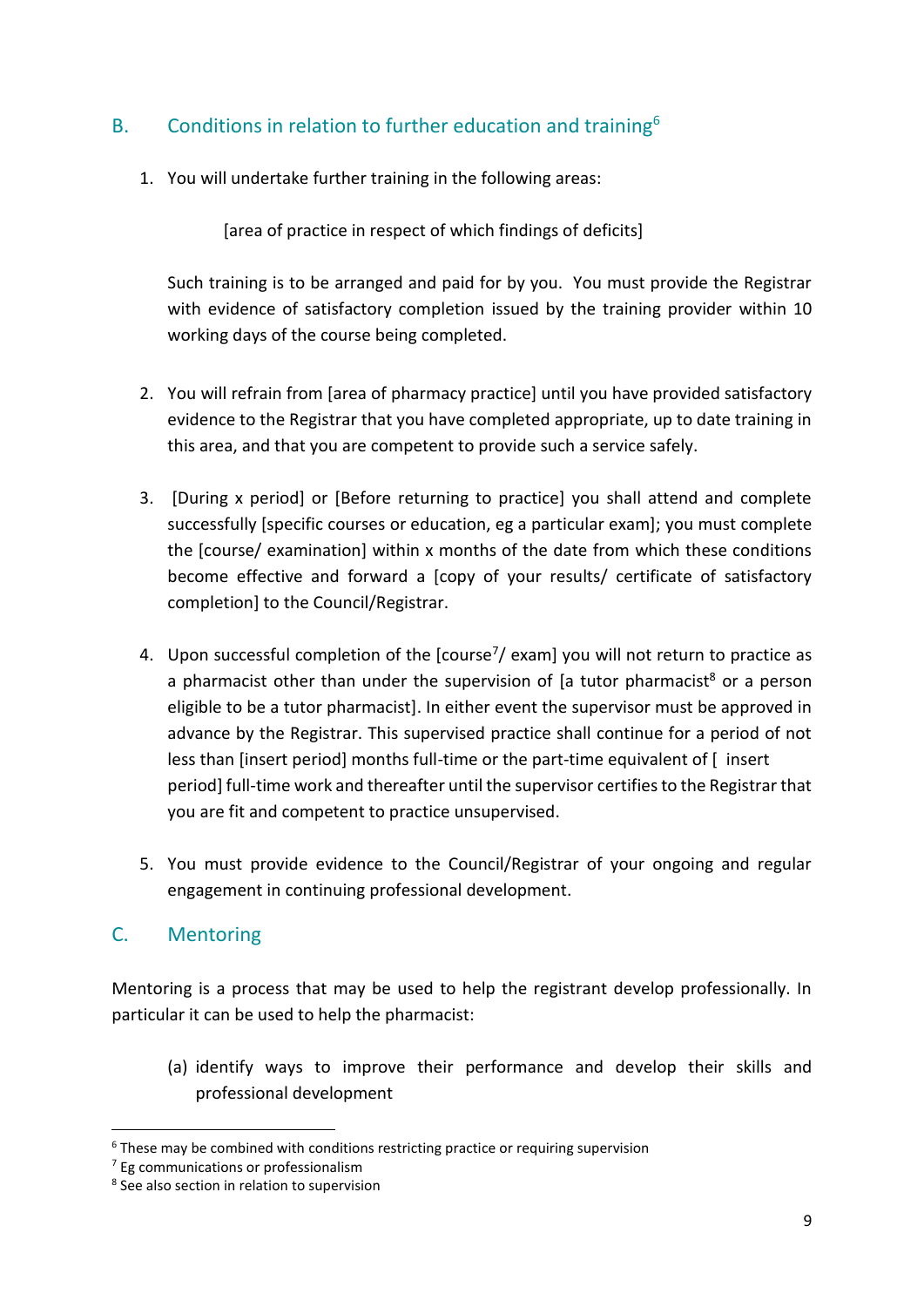## B. Conditions in relation to further education and training[6]

1. You will undertake further training in the following areas:

   [area of practice in respect of which findings of deficits]

   Such training is to be arranged and paid for by you. You must provide the Registrar with evidence of satisfactory completion issued by the training provider within 10 working days of the course being completed.

2. You will refrain from [area of pharmacy practice] until you have provided satisfactory evidence to the Registrar that you have completed appropriate, up to date training in this area, and that you are competent to provide such a service safely.

3. [During x period] or [Before returning to practice] you shall attend and complete successfully [specific courses or education, eg a particular exam]; you must complete the [course/ examination] within x months of the date from which these conditions become effective and forward a [copy of your results/ certificate of satisfactory completion] to the Council/Registrar.

4. Upon successful completion of the [course[7]/ exam] you will not return to practice as a pharmacist other than under the supervision of [a tutor pharmacist[8] or a person eligible to be a tutor pharmacist]. In either event the supervisor must be approved in advance by the Registrar. This supervised practice shall continue for a period of not less than [insert period] months full-time or the part-time equivalent of [ insert period] full-time work and thereafter until the supervisor certifies to the Registrar that you are fit and competent to practice unsupervised.

5. You must provide evidence to the Council/Registrar of your ongoing and regular engagement in continuing professional development.

## C. Mentoring

Mentoring is a process that may be used to help the registrant develop professionally. In particular it can be used to help the pharmacist:

(a) identify ways to improve their performance and develop their skills and professional development

---

[6] These may be combined with conditions restricting practice or requiring supervision

[7] Eg communications or professionalism

[8] See also section in relation to supervision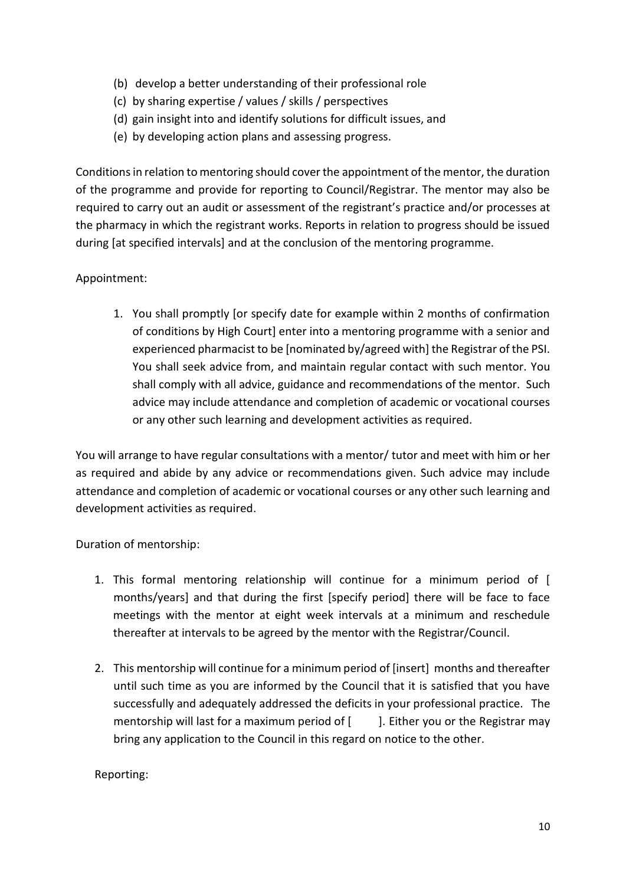(b) develop a better understanding of their professional role
(c) by sharing expertise / values / skills / perspectives
(d) gain insight into and identify solutions for difficult issues, and
(e) by developing action plans and assessing progress.

Conditions in relation to mentoring should cover the appointment of the mentor, the duration of the programme and provide for reporting to Council/Registrar. The mentor may also be required to carry out an audit or assessment of the registrant's practice and/or processes at the pharmacy in which the registrant works. Reports in relation to progress should be issued during [at specified intervals] and at the conclusion of the mentoring programme.

Appointment:

1. You shall promptly [or specify date for example within 2 months of confirmation of conditions by High Court] enter into a mentoring programme with a senior and experienced pharmacist to be [nominated by/agreed with] the Registrar of the PSI. You shall seek advice from, and maintain regular contact with such mentor. You shall comply with all advice, guidance and recommendations of the mentor. Such advice may include attendance and completion of academic or vocational courses or any other such learning and development activities as required.

You will arrange to have regular consultations with a mentor/ tutor and meet with him or her as required and abide by any advice or recommendations given. Such advice may include attendance and completion of academic or vocational courses or any other such learning and development activities as required.

Duration of mentorship:

1. This formal mentoring relationship will continue for a minimum period of [ months/years] and that during the first [specify period] there will be face to face meetings with the mentor at eight week intervals at a minimum and reschedule thereafter at intervals to be agreed by the mentor with the Registrar/Council.

2. This mentorship will continue for a minimum period of [insert] months and thereafter until such time as you are informed by the Council that it is satisfied that you have successfully and adequately addressed the deficits in your professional practice. The mentorship will last for a maximum period of [ ]. Either you or the Registrar may bring any application to the Council in this regard on notice to the other.

Reporting: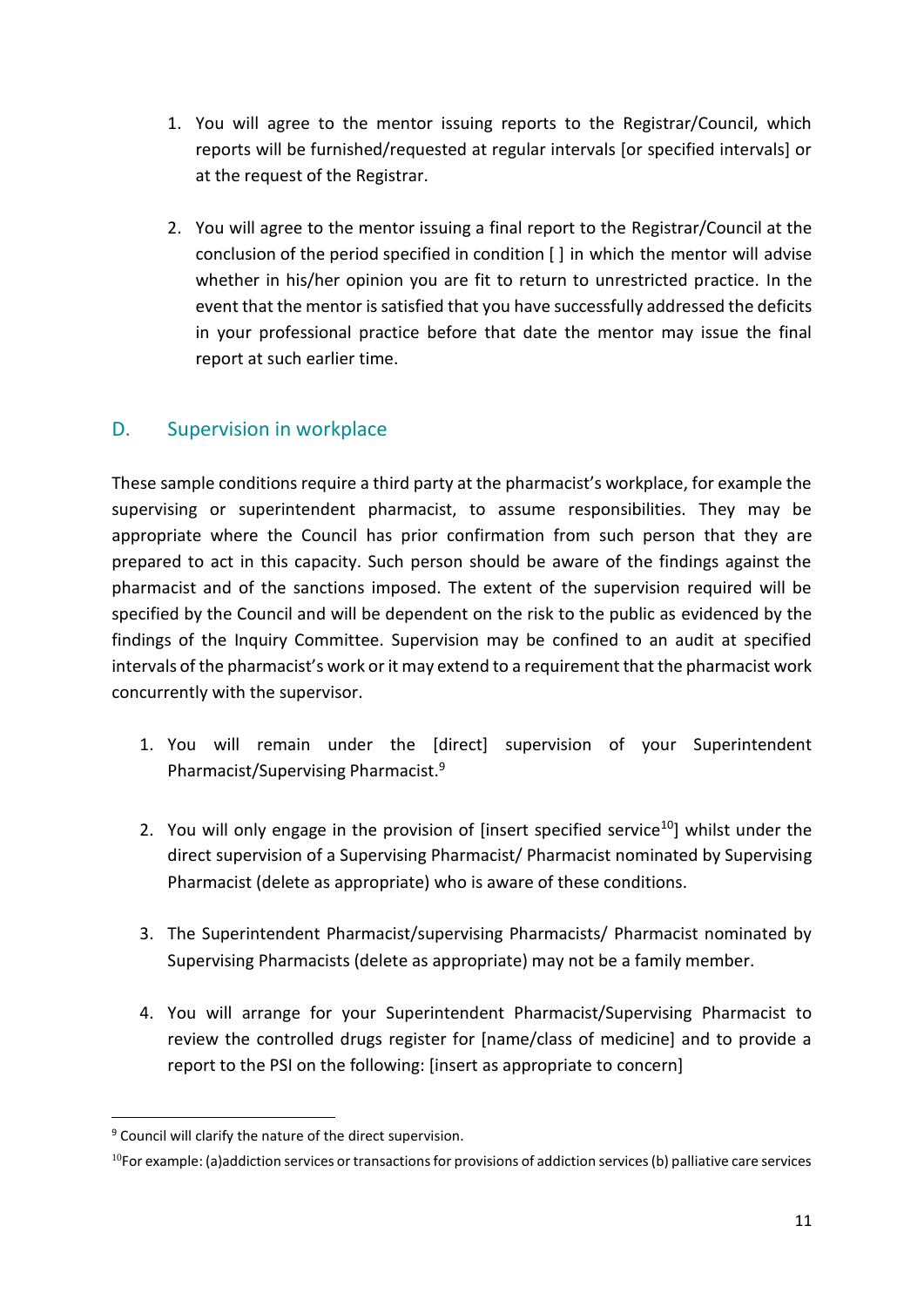1. You will agree to the mentor issuing reports to the Registrar/Council, which reports will be furnished/requested at regular intervals [or specified intervals] or at the request of the Registrar.

2. You will agree to the mentor issuing a final report to the Registrar/Council at the conclusion of the period specified in condition [ ] in which the mentor will advise whether in his/her opinion you are fit to return to unrestricted practice. In the event that the mentor is satisfied that you have successfully addressed the deficits in your professional practice before that date the mentor may issue the final report at such earlier time.

## D. Supervision in workplace

These sample conditions require a third party at the pharmacist's workplace, for example the supervising or superintendent pharmacist, to assume responsibilities. They may be appropriate where the Council has prior confirmation from such person that they are prepared to act in this capacity. Such person should be aware of the findings against the pharmacist and of the sanctions imposed. The extent of the supervision required will be specified by the Council and will be dependent on the risk to the public as evidenced by the findings of the Inquiry Committee. Supervision may be confined to an audit at specified intervals of the pharmacist's work or it may extend to a requirement that the pharmacist work concurrently with the supervisor.

1. You will remain under the [direct] supervision of your Superintendent Pharmacist/Supervising Pharmacist.[9]

2. You will only engage in the provision of [insert specified service[10]] whilst under the direct supervision of a Supervising Pharmacist/ Pharmacist nominated by Supervising Pharmacist (delete as appropriate) who is aware of these conditions.

3. The Superintendent Pharmacist/supervising Pharmacists/ Pharmacist nominated by Supervising Pharmacists (delete as appropriate) may not be a family member.

4. You will arrange for your Superintendent Pharmacist/Supervising Pharmacist to review the controlled drugs register for [name/class of medicine] and to provide a report to the PSI on the following: [insert as appropriate to concern]

---

[9] Council will clarify the nature of the direct supervision.

[10] For example: (a)addiction services or transactions for provisions of addiction services (b) palliative care services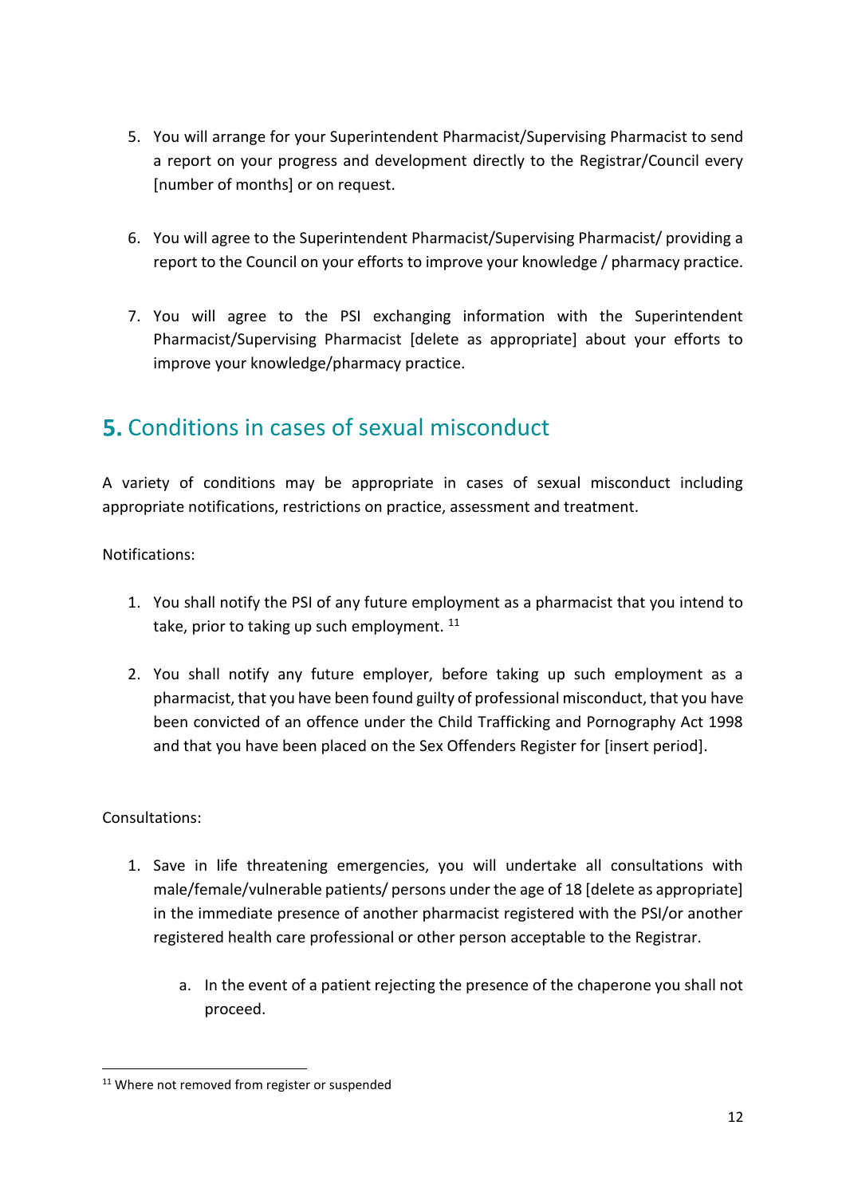5. You will arrange for your Superintendent Pharmacist/Supervising Pharmacist to send a report on your progress and development directly to the Registrar/Council every [number of months] or on request.

6. You will agree to the Superintendent Pharmacist/Supervising Pharmacist/ providing a report to the Council on your efforts to improve your knowledge / pharmacy practice.

7. You will agree to the PSI exchanging information with the Superintendent Pharmacist/Supervising Pharmacist [delete as appropriate] about your efforts to improve your knowledge/pharmacy practice.

## 5. Conditions in cases of sexual misconduct

A variety of conditions may be appropriate in cases of sexual misconduct including appropriate notifications, restrictions on practice, assessment and treatment.

Notifications:

1. You shall notify the PSI of any future employment as a pharmacist that you intend to take, prior to taking up such employment. [11]

2. You shall notify any future employer, before taking up such employment as a pharmacist, that you have been found guilty of professional misconduct, that you have been convicted of an offence under the Child Trafficking and Pornography Act 1998 and that you have been placed on the Sex Offenders Register for [insert period].

Consultations:

1. Save in life threatening emergencies, you will undertake all consultations with male/female/vulnerable patients/ persons under the age of 18 [delete as appropriate] in the immediate presence of another pharmacist registered with the PSI/or another registered health care professional or other person acceptable to the Registrar.

   a. In the event of a patient rejecting the presence of the chaperone you shall not proceed.

---

[11] Where not removed from register or suspended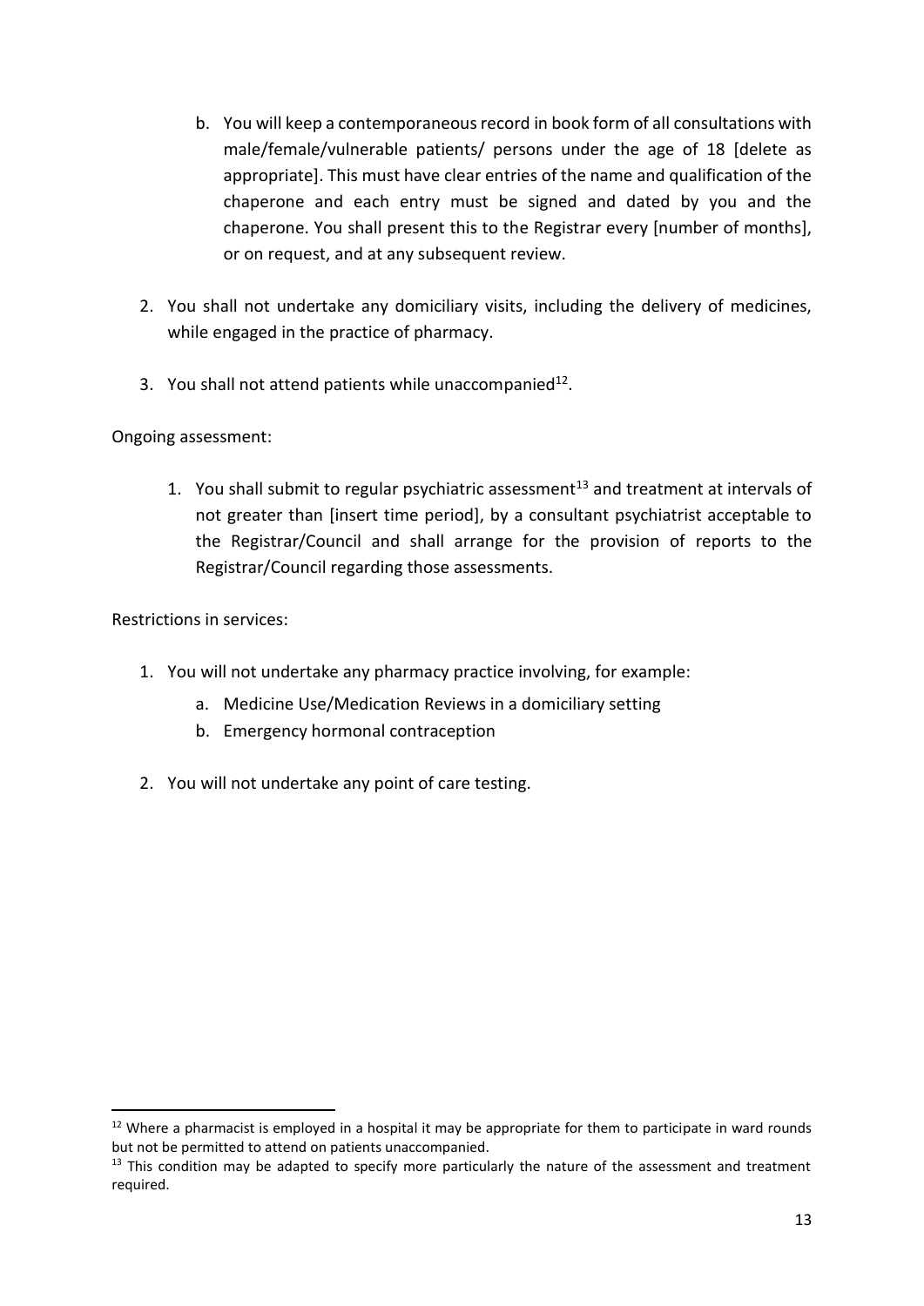b. You will keep a contemporaneous record in book form of all consultations with male/female/vulnerable patients/ persons under the age of 18 [delete as appropriate]. This must have clear entries of the name and qualification of the chaperone and each entry must be signed and dated by you and the chaperone. You shall present this to the Registrar every [number of months], or on request, and at any subsequent review.

2. You shall not undertake any domiciliary visits, including the delivery of medicines, while engaged in the practice of pharmacy.

3. You shall not attend patients while unaccompanied[12].

Ongoing assessment:

1. You shall submit to regular psychiatric assessment[13] and treatment at intervals of not greater than [insert time period], by a consultant psychiatrist acceptable to the Registrar/Council and shall arrange for the provision of reports to the Registrar/Council regarding those assessments.

Restrictions in services:

1. You will not undertake any pharmacy practice involving, for example:
   a. Medicine Use/Medication Reviews in a domiciliary setting
   b. Emergency hormonal contraception

2. You will not undertake any point of care testing.

---

[12] Where a pharmacist is employed in a hospital it may be appropriate for them to participate in ward rounds but not be permitted to attend on patients unaccompanied.

[13] This condition may be adapted to specify more particularly the nature of the assessment and treatment required.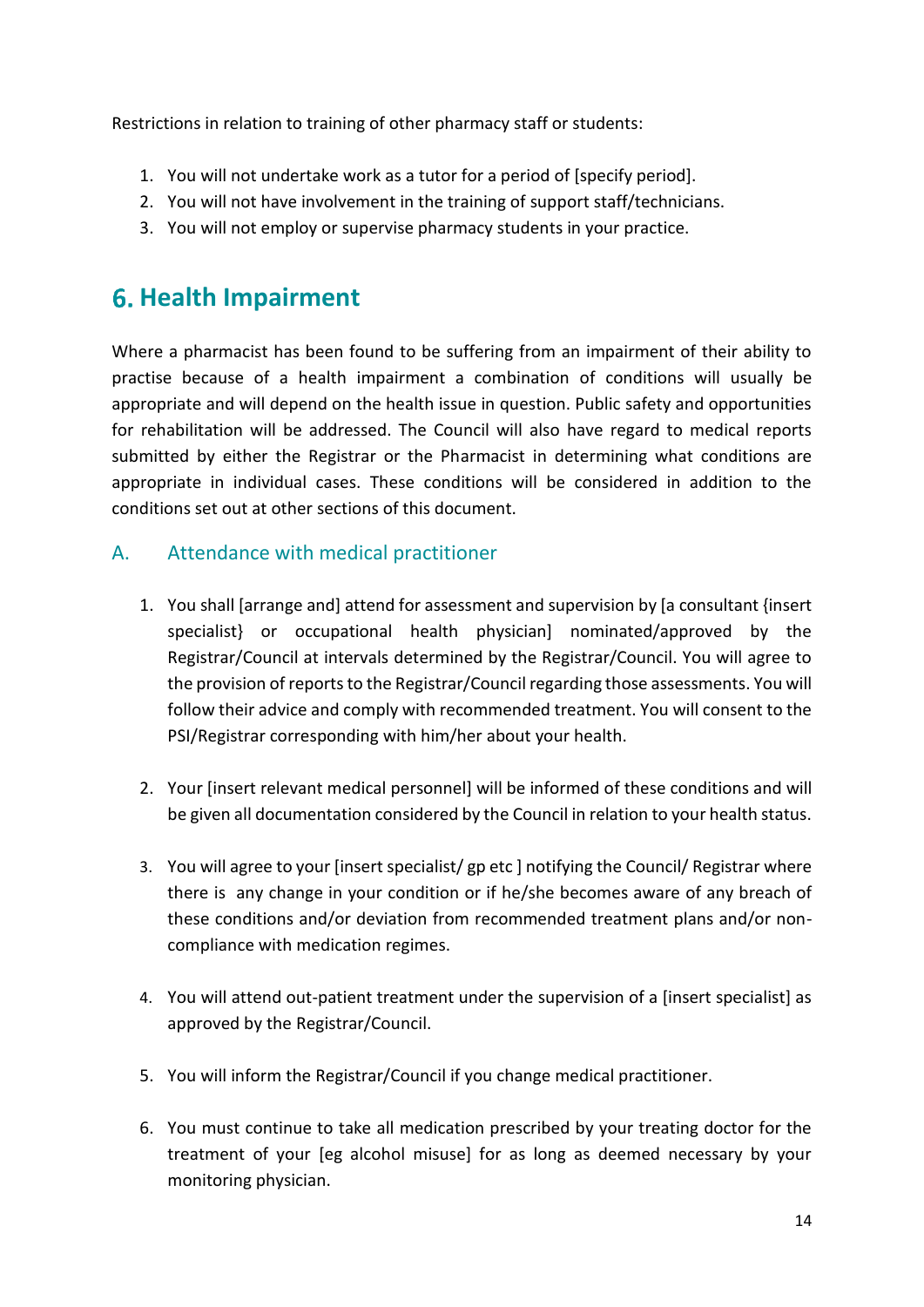Restrictions in relation to training of other pharmacy staff or students:

1. You will not undertake work as a tutor for a period of [specify period].
2. You will not have involvement in the training of support staff/technicians.
3. You will not employ or supervise pharmacy students in your practice.

# 6. Health Impairment

Where a pharmacist has been found to be suffering from an impairment of their ability to practise because of a health impairment a combination of conditions will usually be appropriate and will depend on the health issue in question. Public safety and opportunities for rehabilitation will be addressed. The Council will also have regard to medical reports submitted by either the Registrar or the Pharmacist in determining what conditions are appropriate in individual cases. These conditions will be considered in addition to the conditions set out at other sections of this document.

## A. Attendance with medical practitioner

1. You shall [arrange and] attend for assessment and supervision by [a consultant {insert specialist} or occupational health physician] nominated/approved by the Registrar/Council at intervals determined by the Registrar/Council. You will agree to the provision of reports to the Registrar/Council regarding those assessments. You will follow their advice and comply with recommended treatment. You will consent to the PSI/Registrar corresponding with him/her about your health.

2. Your [insert relevant medical personnel] will be informed of these conditions and will be given all documentation considered by the Council in relation to your health status.

3. You will agree to your [insert specialist/ gp etc ] notifying the Council/ Registrar where there is any change in your condition or if he/she becomes aware of any breach of these conditions and/or deviation from recommended treatment plans and/or non-compliance with medication regimes.

4. You will attend out-patient treatment under the supervision of a [insert specialist] as approved by the Registrar/Council.

5. You will inform the Registrar/Council if you change medical practitioner.

6. You must continue to take all medication prescribed by your treating doctor for the treatment of your [eg alcohol misuse] for as long as deemed necessary by your monitoring physician.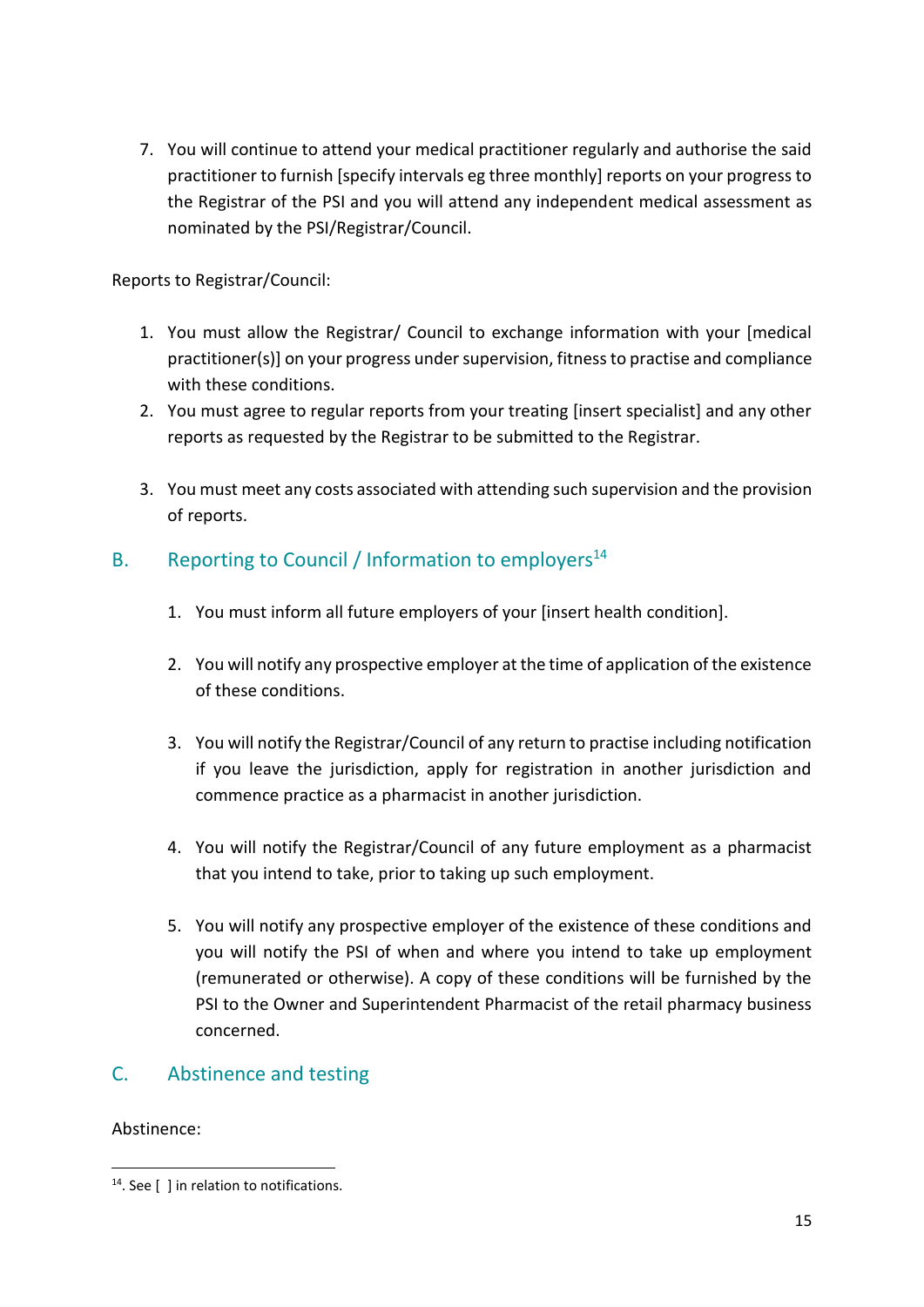7. You will continue to attend your medical practitioner regularly and authorise the said practitioner to furnish [specify intervals eg three monthly] reports on your progress to the Registrar of the PSI and you will attend any independent medical assessment as nominated by the PSI/Registrar/Council.

Reports to Registrar/Council:

1. You must allow the Registrar/ Council to exchange information with your [medical practitioner(s)] on your progress under supervision, fitness to practise and compliance with these conditions.
2. You must agree to regular reports from your treating [insert specialist] and any other reports as requested by the Registrar to be submitted to the Registrar.
3. You must meet any costs associated with attending such supervision and the provision of reports.

## B. Reporting to Council / Information to employers[14]

1. You must inform all future employers of your [insert health condition].
2. You will notify any prospective employer at the time of application of the existence of these conditions.
3. You will notify the Registrar/Council of any return to practise including notification if you leave the jurisdiction, apply for registration in another jurisdiction and commence practice as a pharmacist in another jurisdiction.
4. You will notify the Registrar/Council of any future employment as a pharmacist that you intend to take, prior to taking up such employment.
5. You will notify any prospective employer of the existence of these conditions and you will notify the PSI of when and where you intend to take up employment (remunerated or otherwise). A copy of these conditions will be furnished by the PSI to the Owner and Superintendent Pharmacist of the retail pharmacy business concerned.

## C. Abstinence and testing

Abstinence:

---

[14]. See [ ] in relation to notifications.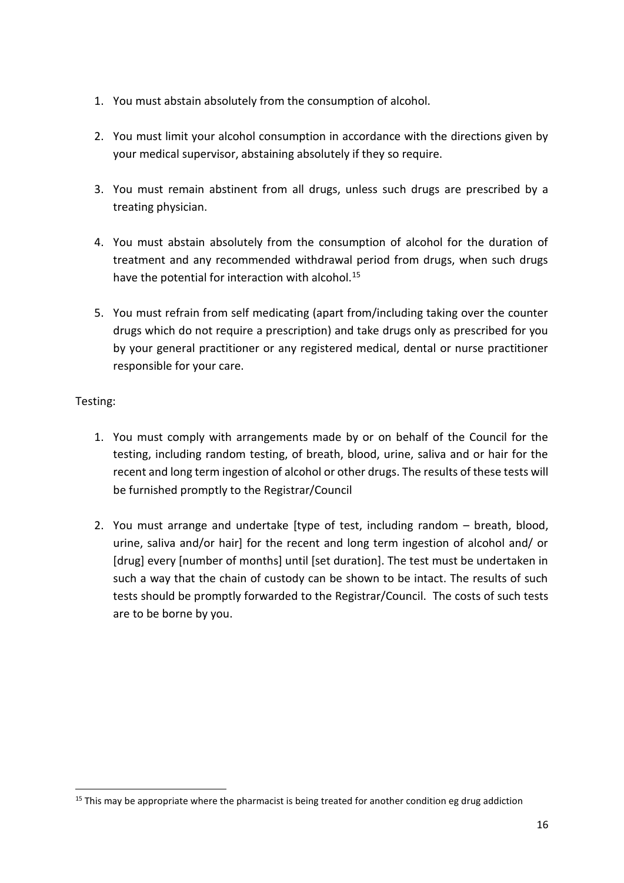1. You must abstain absolutely from the consumption of alcohol.

2. You must limit your alcohol consumption in accordance with the directions given by your medical supervisor, abstaining absolutely if they so require.

3. You must remain abstinent from all drugs, unless such drugs are prescribed by a treating physician.

4. You must abstain absolutely from the consumption of alcohol for the duration of treatment and any recommended withdrawal period from drugs, when such drugs have the potential for interaction with alcohol.[15]

5. You must refrain from self medicating (apart from/including taking over the counter drugs which do not require a prescription) and take drugs only as prescribed for you by your general practitioner or any registered medical, dental or nurse practitioner responsible for your care.

Testing:

1. You must comply with arrangements made by or on behalf of the Council for the testing, including random testing, of breath, blood, urine, saliva and or hair for the recent and long term ingestion of alcohol or other drugs. The results of these tests will be furnished promptly to the Registrar/Council

2. You must arrange and undertake [type of test, including random – breath, blood, urine, saliva and/or hair] for the recent and long term ingestion of alcohol and/ or [drug] every [number of months] until [set duration]. The test must be undertaken in such a way that the chain of custody can be shown to be intact. The results of such tests should be promptly forwarded to the Registrar/Council. The costs of such tests are to be borne by you.

[15] This may be appropriate where the pharmacist is being treated for another condition eg drug addiction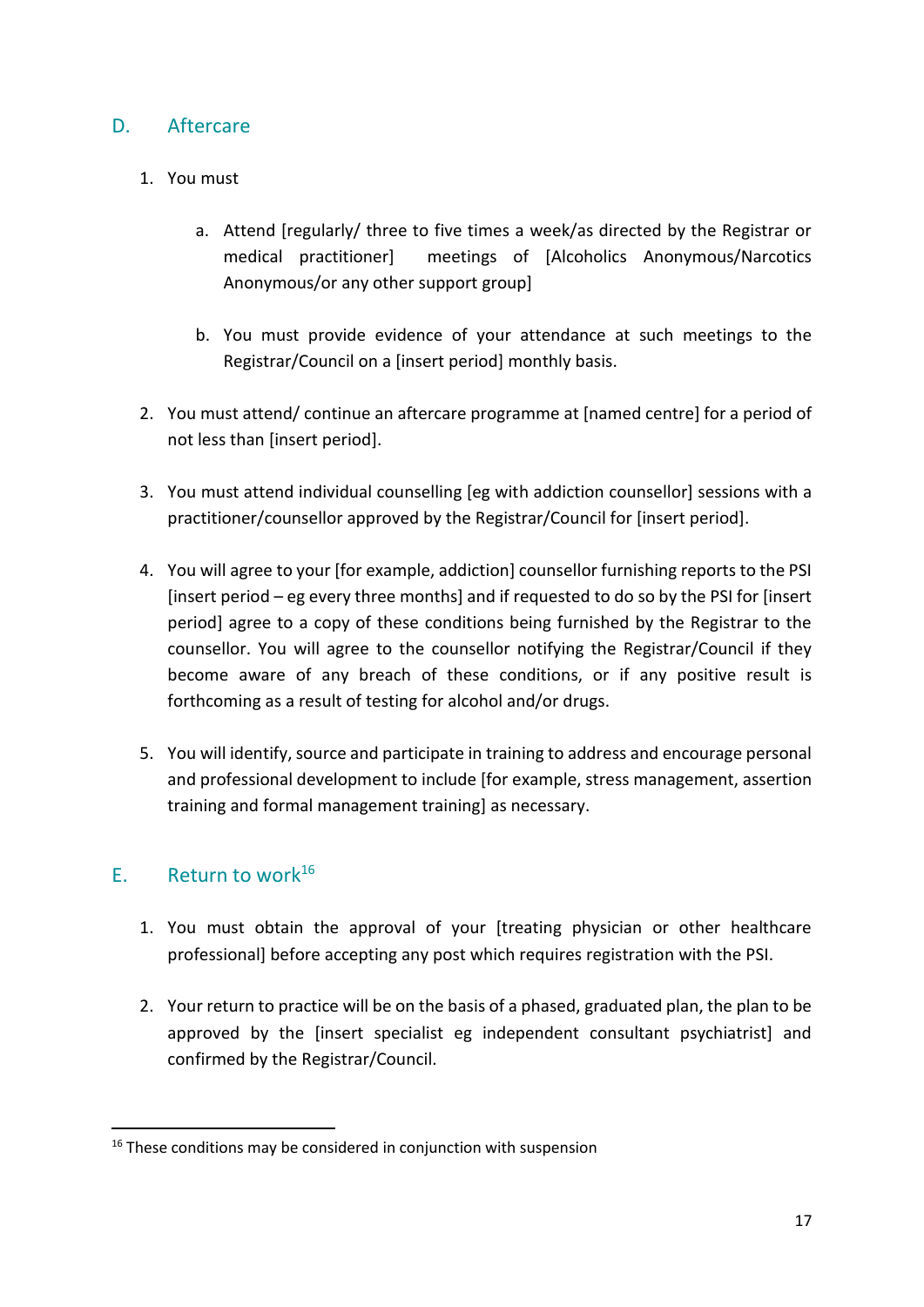## D. Aftercare

1. You must
   a. Attend [regularly/ three to five times a week/as directed by the Registrar or medical practitioner] meetings of [Alcoholics Anonymous/Narcotics Anonymous/or any other support group]
   b. You must provide evidence of your attendance at such meetings to the Registrar/Council on a [insert period] monthly basis.
2. You must attend/ continue an aftercare programme at [named centre] for a period of not less than [insert period].
3. You must attend individual counselling [eg with addiction counsellor] sessions with a practitioner/counsellor approved by the Registrar/Council for [insert period].
4. You will agree to your [for example, addiction] counsellor furnishing reports to the PSI [insert period – eg every three months] and if requested to do so by the PSI for [insert period] agree to a copy of these conditions being furnished by the Registrar to the counsellor. You will agree to the counsellor notifying the Registrar/Council if they become aware of any breach of these conditions, or if any positive result is forthcoming as a result of testing for alcohol and/or drugs.
5. You will identify, source and participate in training to address and encourage personal and professional development to include [for example, stress management, assertion training and formal management training] as necessary.

## E. Return to work[16]

1. You must obtain the approval of your [treating physician or other healthcare professional] before accepting any post which requires registration with the PSI.
2. Your return to practice will be on the basis of a phased, graduated plan, the plan to be approved by the [insert specialist eg independent consultant psychiatrist] and confirmed by the Registrar/Council.

[16] These conditions may be considered in conjunction with suspension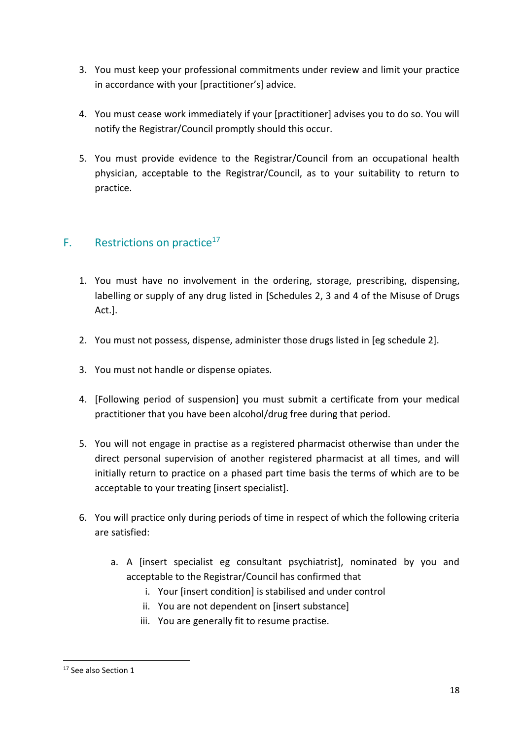3. You must keep your professional commitments under review and limit your practice in accordance with your [practitioner's] advice.

4. You must cease work immediately if your [practitioner] advises you to do so. You will notify the Registrar/Council promptly should this occur.

5. You must provide evidence to the Registrar/Council from an occupational health physician, acceptable to the Registrar/Council, as to your suitability to return to practice.

## F. Restrictions on practice[17]

1. You must have no involvement in the ordering, storage, prescribing, dispensing, labelling or supply of any drug listed in [Schedules 2, 3 and 4 of the Misuse of Drugs Act.].

2. You must not possess, dispense, administer those drugs listed in [eg schedule 2].

3. You must not handle or dispense opiates.

4. [Following period of suspension] you must submit a certificate from your medical practitioner that you have been alcohol/drug free during that period.

5. You will not engage in practise as a registered pharmacist otherwise than under the direct personal supervision of another registered pharmacist at all times, and will initially return to practice on a phased part time basis the terms of which are to be acceptable to your treating [insert specialist].

6. You will practice only during periods of time in respect of which the following criteria are satisfied:

    a. A [insert specialist eg consultant psychiatrist], nominated by you and acceptable to the Registrar/Council has confirmed that
        i. Your [insert condition] is stabilised and under control
        ii. You are not dependent on [insert substance]
        iii. You are generally fit to resume practise.

[17] See also Section 1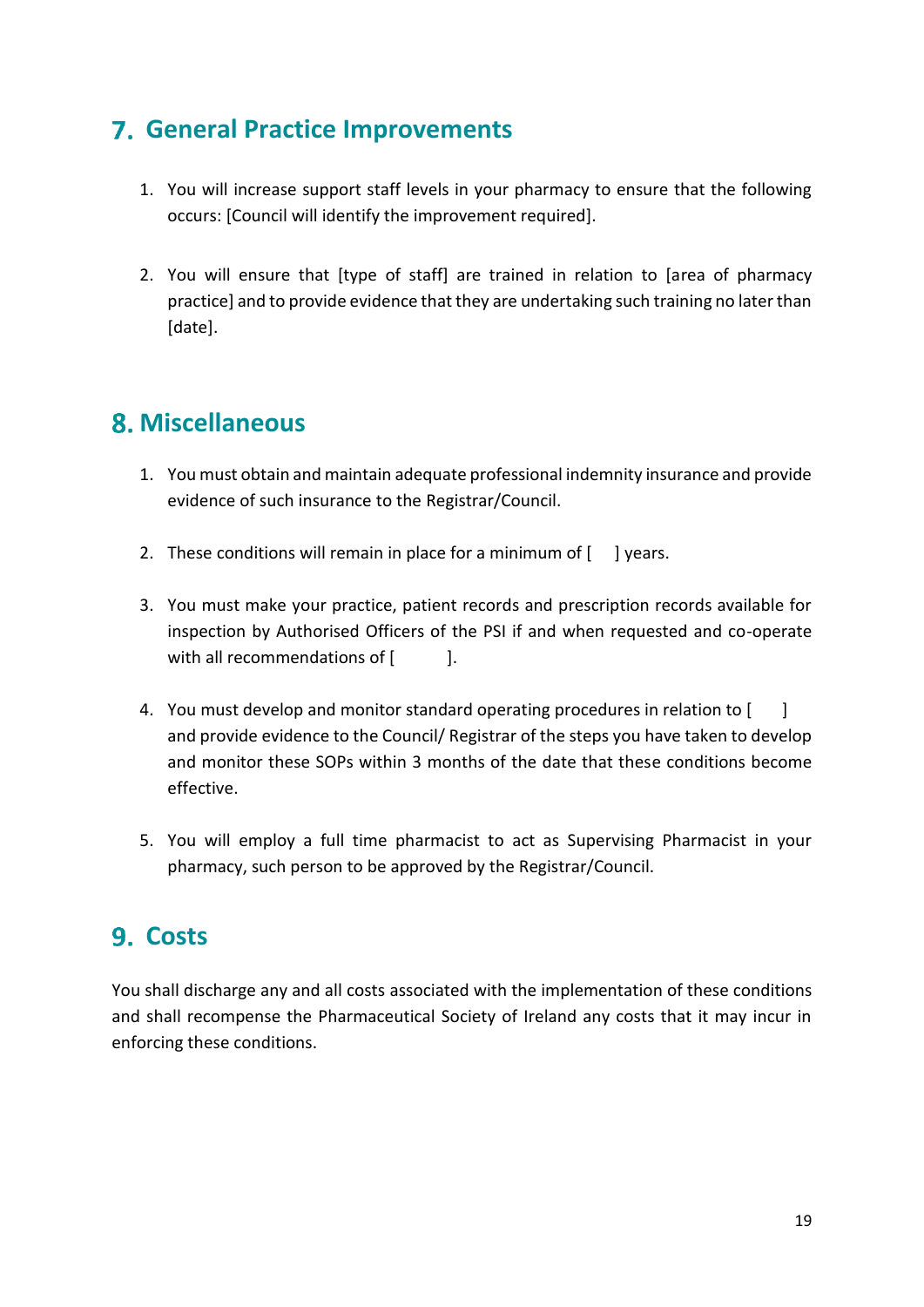## 7. General Practice Improvements

1. You will increase support staff levels in your pharmacy to ensure that the following occurs: [Council will identify the improvement required].

2. You will ensure that [type of staff] are trained in relation to [area of pharmacy practice] and to provide evidence that they are undertaking such training no later than [date].

## 8. Miscellaneous

1. You must obtain and maintain adequate professional indemnity insurance and provide evidence of such insurance to the Registrar/Council.

2. These conditions will remain in place for a minimum of [ ] years.

3. You must make your practice, patient records and prescription records available for inspection by Authorised Officers of the PSI if and when requested and co-operate with all recommendations of [ ].

4. You must develop and monitor standard operating procedures in relation to [ ] and provide evidence to the Council/ Registrar of the steps you have taken to develop and monitor these SOPs within 3 months of the date that these conditions become effective.

5. You will employ a full time pharmacist to act as Supervising Pharmacist in your pharmacy, such person to be approved by the Registrar/Council.

## 9. Costs

You shall discharge any and all costs associated with the implementation of these conditions and shall recompense the Pharmaceutical Society of Ireland any costs that it may incur in enforcing these conditions.